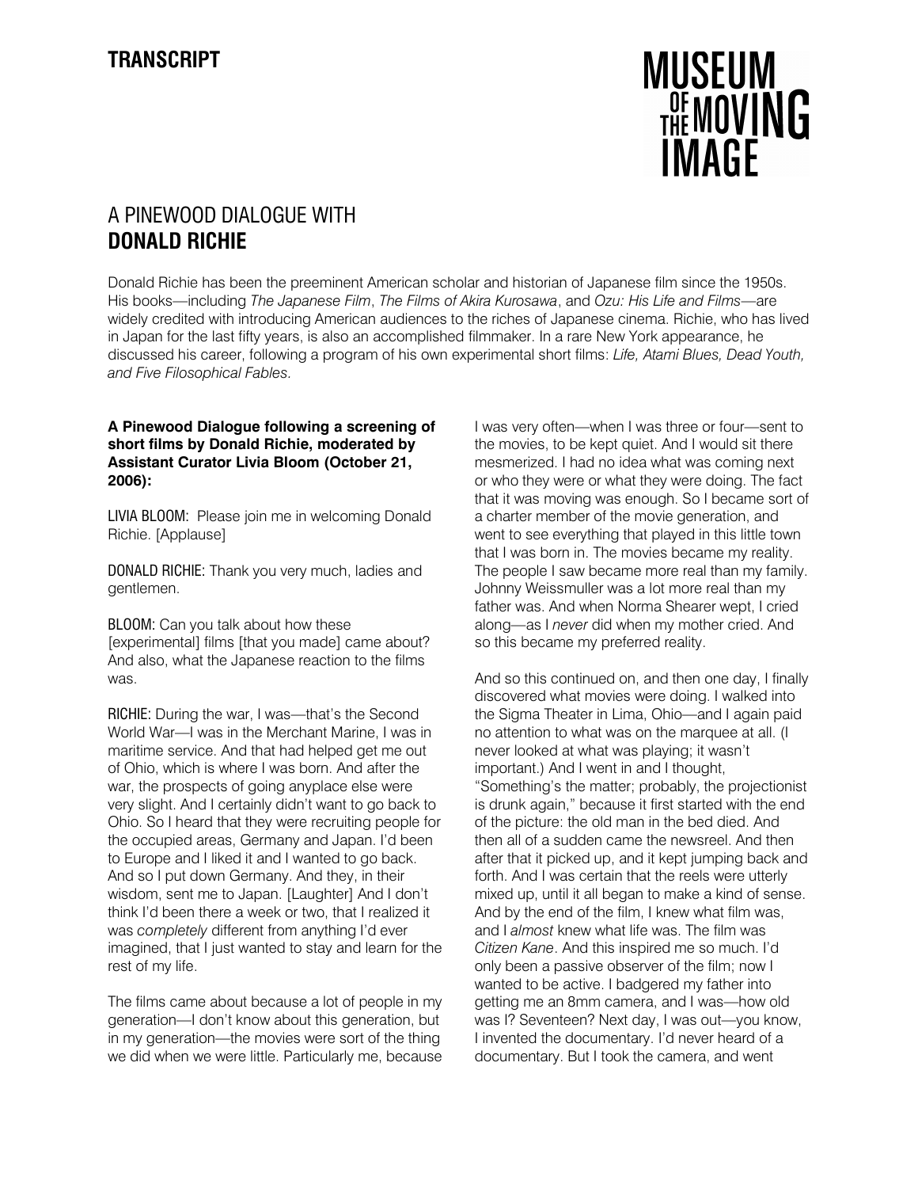**TRANSCRIPT**

MUSEUM OF THE MOVING IMAGE

# A PINEWOOD DIALOGUE WITH **DONALD RICHIE**

Donald Richie has been the preeminent American scholar and historian of Japanese film since the 1950s. His books—including *The Japanese Film*, *The Films of Akira Kurosawa*, and *Ozu: His Life and Films*—are widely credited with introducing American audiences to the riches of Japanese cinema. Richie, who has lived in Japan for the last fifty years, is also an accomplished filmmaker. In a rare New York appearance, he discussed his career, following a program of his own experimental short films: *Life, Atami Blues, Dead Youth, and Five Filosophical Fables.*

**A Pinewood Dialogue following a screening of short films by Donald Richie, moderated by Assistant Curator Livia Bloom (October 21, 2006):**

LIVIA BLOOM: Please join me in welcoming Donald Richie. [Applause]

DONALD RICHIE: Thank you very much, ladies and gentlemen.

BLOOM: Can you talk about how these [experimental] films [that you made] came about? And also, what the Japanese reaction to the films was.

RICHIE: During the war, I was—that's the Second World War—I was in the Merchant Marine, I was in maritime service. And that had helped get me out of Ohio, which is where I was born. And after the war, the prospects of going anyplace else were very slight. And I certainly didn't want to go back to Ohio. So I heard that they were recruiting people for the occupied areas, Germany and Japan. I'd been to Europe and I liked it and I wanted to go back. And so I put down Germany. And they, in their wisdom, sent me to Japan. [Laughter] And I don't think I'd been there a week or two, that I realized it was *completely* different from anything I'd ever imagined, that I just wanted to stay and learn for the rest of my life.

The films came about because a lot of people in my generation—I don't know about this generation, but in my generation—the movies were sort of the thing we did when we were little. Particularly me, because I was very often—when I was three or four—sent to the movies, to be kept quiet. And I would sit there mesmerized. I had no idea what was coming next or who they were or what they were doing. The fact that it was moving was enough. So I became sort of a charter member of the movie generation, and went to see everything that played in this little town that I was born in. The movies became my reality. The people I saw became more real than my family. Johnny Weissmuller was a lot more real than my father was. And when Norma Shearer wept, I cried along—as I *never* did when my mother cried. And so this became my preferred reality.

And so this continued on, and then one day, I finally discovered what movies were doing. I walked into the Sigma Theater in Lima, Ohio—and I again paid no attention to what was on the marquee at all. (I never looked at what was playing; it wasn't important.) And I went in and I thought, "Something's the matter; probably, the projectionist is drunk again," because it first started with the end of the picture: the old man in the bed died. And then all of a sudden came the newsreel. And then after that it picked up, and it kept jumping back and forth. And I was certain that the reels were utterly mixed up, until it all began to make a kind of sense. And by the end of the film, I knew what film was, and I *almost* knew what life was. The film was *Citizen Kane*. And this inspired me so much. I'd only been a passive observer of the film; now I wanted to be active. I badgered my father into getting me an 8mm camera, and I was—how old was I? Seventeen? Next day, I was out—you know, I invented the documentary. I'd never heard of a documentary. But I took the camera, and went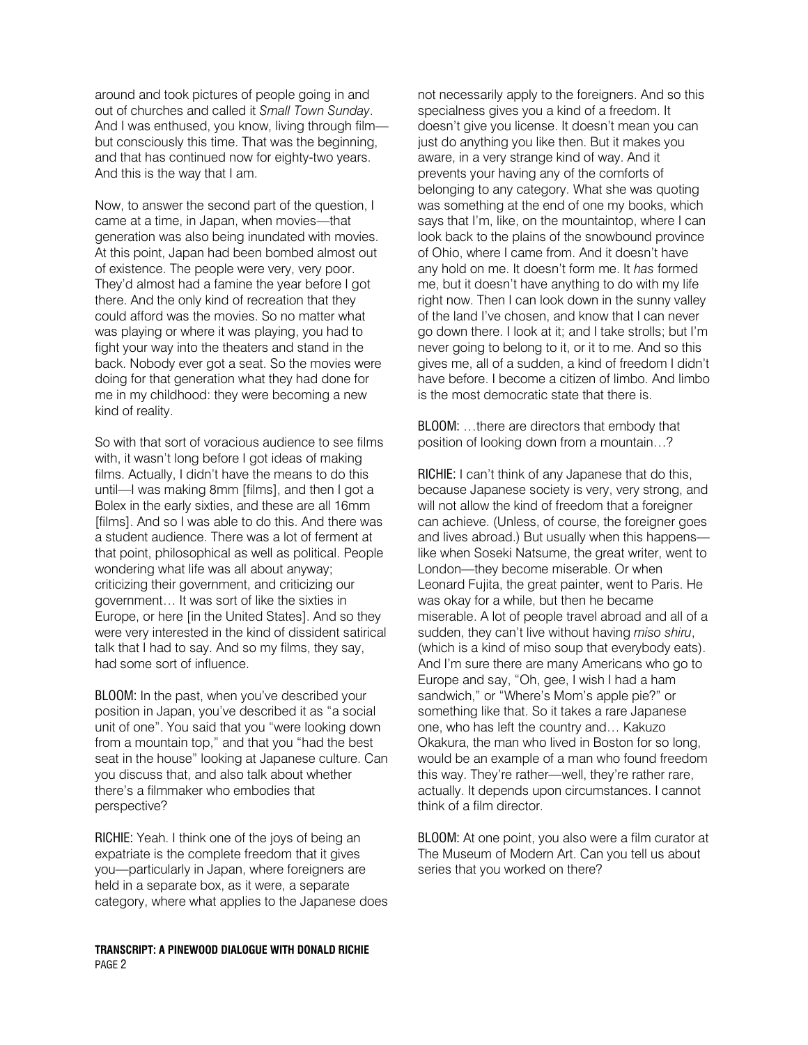around and took pictures of people going in and out of churches and called it *Small Town Sunday*. And I was enthused, you know, living through film—but consciously this time. That was the beginning, and that has continued now for eighty-two years. And this is the way that I am.

Now, to answer the second part of the question, I came at a time, in Japan, when movies—that generation was also being inundated with movies. At this point, Japan had been bombed almost out of existence. The people were very, very poor. They'd almost had a famine the year before I got there. And the only kind of recreation that they could afford was the movies. So no matter what was playing or where it was playing, you had to fight your way into the theaters and stand in the back. Nobody ever got a seat. So the movies were doing for that generation what they had done for me in my childhood: they were becoming a new kind of reality.

So with that sort of voracious audience to see films with, it wasn't long before I got ideas of making films. Actually, I didn't have the means to do this until—I was making 8mm [films], and then I got a Bolex in the early sixties, and these are all 16mm [films]. And so I was able to do this. And there was a student audience. There was a lot of ferment at that point, philosophical as well as political. People wondering what life was all about anyway; criticizing their government, and criticizing our government… It was sort of like the sixties in Europe, or here [in the United States]. And so they were very interested in the kind of dissident satirical talk that I had to say. And so my films, they say, had some sort of influence.

BLOOM: In the past, when you've described your position in Japan, you've described it as "a social unit of one". You said that you "were looking down from a mountain top," and that you "had the best seat in the house" looking at Japanese culture. Can you discuss that, and also talk about whether there's a filmmaker who embodies that perspective?

RICHIE: Yeah. I think one of the joys of being an expatriate is the complete freedom that it gives you—particularly in Japan, where foreigners are held in a separate box, as it were, a separate category, where what applies to the Japanese does not necessarily apply to the foreigners. And so this specialness gives you a kind of a freedom. It doesn't give you license. It doesn't mean you can just do anything you like then. But it makes you aware, in a very strange kind of way. And it prevents your having any of the comforts of belonging to any category. What she was quoting was something at the end of one my books, which says that I'm, like, on the mountaintop, where I can look back to the plains of the snowbound province of Ohio, where I came from. And it doesn't have any hold on me. It doesn't form me. It *has* formed me, but it doesn't have anything to do with my life right now. Then I can look down in the sunny valley of the land I've chosen, and know that I can never go down there. I look at it; and I take strolls; but I'm never going to belong to it, or it to me. And so this gives me, all of a sudden, a kind of freedom I didn't have before. I become a citizen of limbo. And limbo is the most democratic state that there is.

BLOOM: …there are directors that embody that position of looking down from a mountain…?

RICHIE: I can't think of any Japanese that do this, because Japanese society is very, very strong, and will not allow the kind of freedom that a foreigner can achieve. (Unless, of course, the foreigner goes and lives abroad.) But usually when this happens—like when Soseki Natsume, the great writer, went to London—they become miserable. Or when Leonard Fujita, the great painter, went to Paris. He was okay for a while, but then he became miserable. A lot of people travel abroad and all of a sudden, they can't live without having *miso shiru*, (which is a kind of miso soup that everybody eats). And I'm sure there are many Americans who go to Europe and say, "Oh, gee, I wish I had a ham sandwich," or "Where's Mom's apple pie?" or something like that. So it takes a rare Japanese one, who has left the country and… Kakuzo Okakura, the man who lived in Boston for so long, would be an example of a man who found freedom this way. They're rather—well, they're rather rare, actually. It depends upon circumstances. I cannot think of a film director.

BLOOM: At one point, you also were a film curator at The Museum of Modern Art. Can you tell us about series that you worked on there?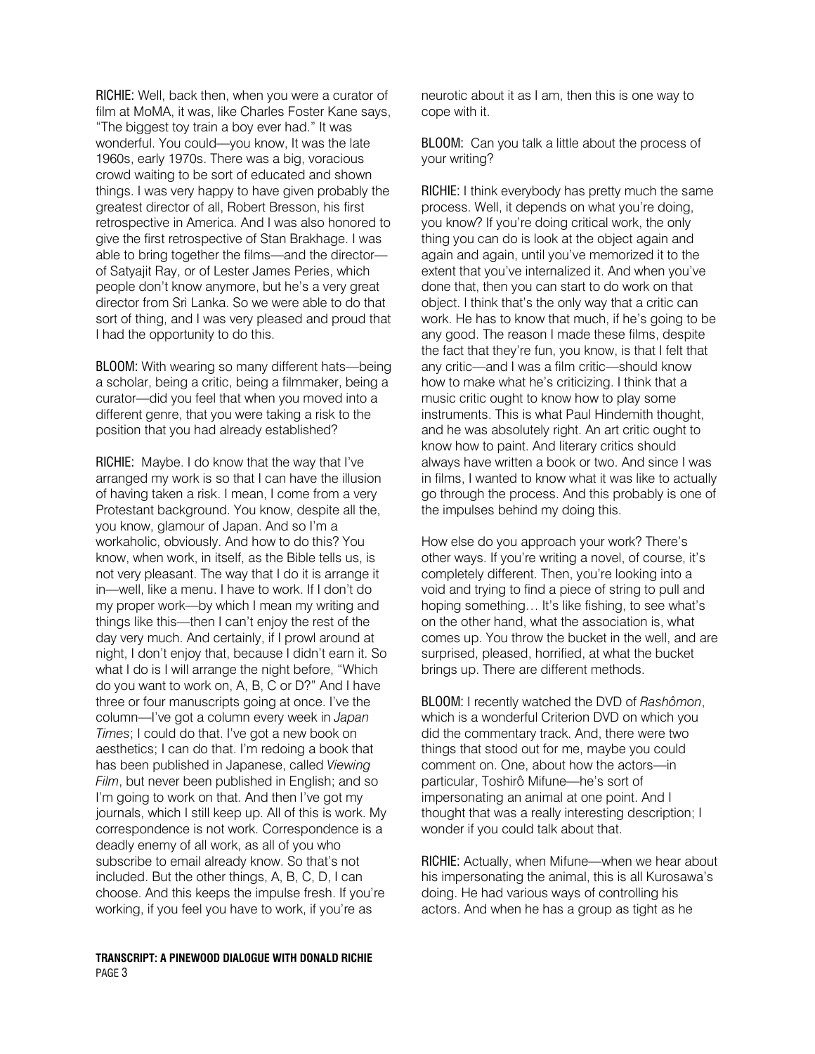**RICHIE:** Well, back then, when you were a curator of film at MoMA, it was, like Charles Foster Kane says, "The biggest toy train a boy ever had." It was wonderful. You could—you know, It was the late 1960s, early 1970s. There was a big, voracious crowd waiting to be sort of educated and shown things. I was very happy to have given probably the greatest director of all, Robert Bresson, his first retrospective in America. And I was also honored to give the first retrospective of Stan Brakhage. I was able to bring together the films—and the director—of Satyajit Ray, or of Lester James Peries, which people don't know anymore, but he's a very great director from Sri Lanka. So we were able to do that sort of thing, and I was very pleased and proud that I had the opportunity to do this.

**BLOOM:** With wearing so many different hats—being a scholar, being a critic, being a filmmaker, being a curator—did you feel that when you moved into a different genre, that you were taking a risk to the position that you had already established?

**RICHIE:** Maybe. I do know that the way that I've arranged my work is so that I can have the illusion of having taken a risk. I mean, I come from a very Protestant background. You know, despite all the, you know, glamour of Japan. And so I'm a workaholic, obviously. And how to do this? You know, when work, in itself, as the Bible tells us, is not very pleasant. The way that I do it is arrange it in—well, like a menu. I have to work. If I don't do my proper work—by which I mean my writing and things like this—then I can't enjoy the rest of the day very much. And certainly, if I prowl around at night, I don't enjoy that, because I didn't earn it. So what I do is I will arrange the night before, "Which do you want to work on, A, B, C or D?" And I have three or four manuscripts going at once. I've the column—I've got a column every week in *Japan Times*; I could do that. I've got a new book on aesthetics; I can do that. I'm redoing a book that has been published in Japanese, called *Viewing Film*, but never been published in English; and so I'm going to work on that. And then I've got my journals, which I still keep up. All of this is work. My correspondence is not work. Correspondence is a deadly enemy of all work, as all of you who subscribe to email already know. So that's not included. But the other things, A, B, C, D, I can choose. And this keeps the impulse fresh. If you're working, if you feel you have to work, if you're as neurotic about it as I am, then this is one way to cope with it.

**BLOOM:** Can you talk a little about the process of your writing?

**RICHIE:** I think everybody has pretty much the same process. Well, it depends on what you're doing, you know? If you're doing critical work, the only thing you can do is look at the object again and again and again, until you've memorized it to the extent that you've internalized it. And when you've done that, then you can start to do work on that object. I think that's the only way that a critic can work. He has to know that much, if he's going to be any good. The reason I made these films, despite the fact that they're fun, you know, is that I felt that any critic—and I was a film critic—should know how to make what he's criticizing. I think that a music critic ought to know how to play some instruments. This is what Paul Hindemith thought, and he was absolutely right. An art critic ought to know how to paint. And literary critics should always have written a book or two. And since I was in films, I wanted to know what it was like to actually go through the process. And this probably is one of the impulses behind my doing this.

How else do you approach your work? There's other ways. If you're writing a novel, of course, it's completely different. Then, you're looking into a void and trying to find a piece of string to pull and hoping something… It's like fishing, to see what's on the other hand, what the association is, what comes up. You throw the bucket in the well, and are surprised, pleased, horrified, at what the bucket brings up. There are different methods.

**BLOOM:** I recently watched the DVD of *Rashômon*, which is a wonderful Criterion DVD on which you did the commentary track. And, there were two things that stood out for me, maybe you could comment on. One, about how the actors—in particular, Toshirô Mifune—he's sort of impersonating an animal at one point. And I thought that was a really interesting description; I wonder if you could talk about that.

**RICHIE:** Actually, when Mifune—when we hear about his impersonating the animal, this is all Kurosawa's doing. He had various ways of controlling his actors. And when he has a group as tight as he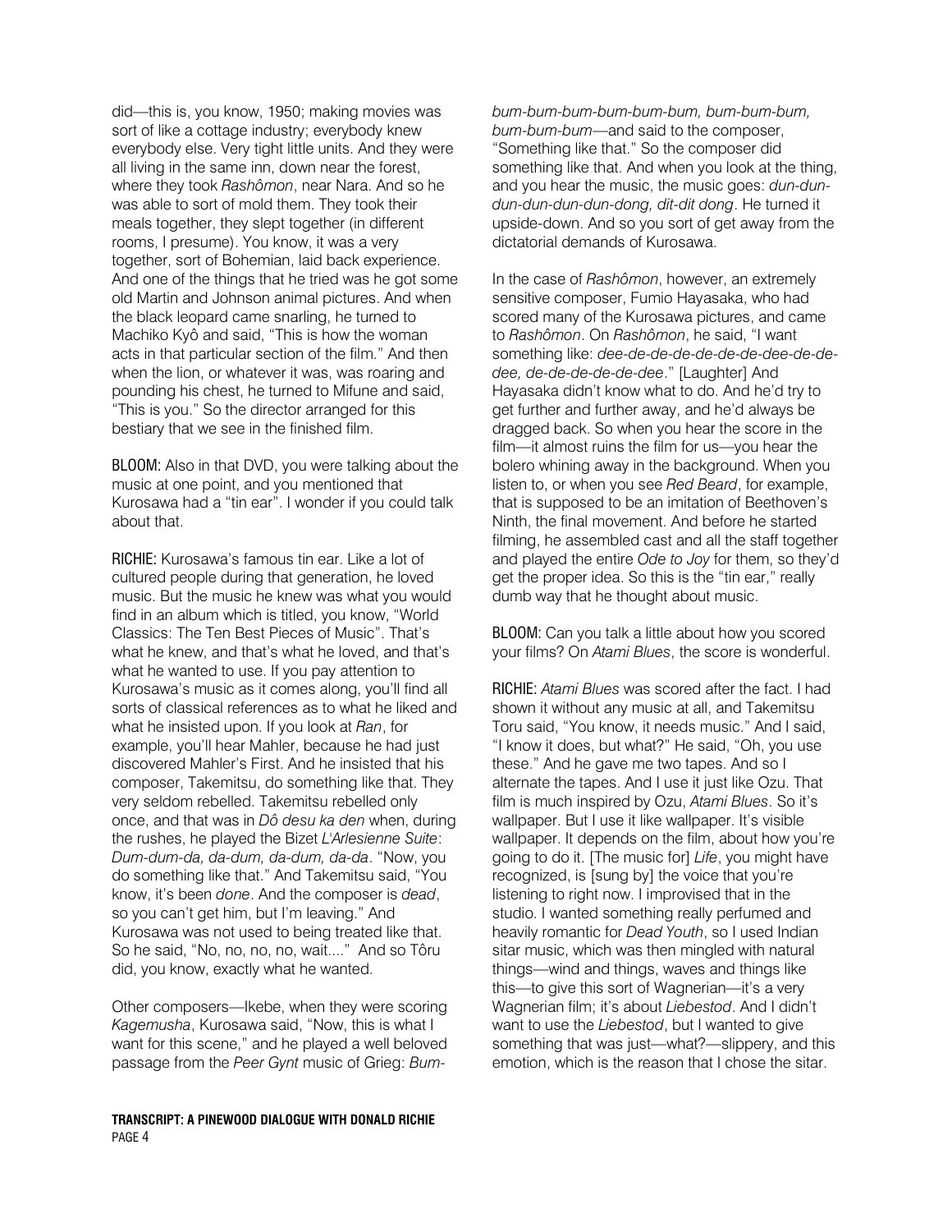did—this is, you know, 1950; making movies was sort of like a cottage industry; everybody knew everybody else. Very tight little units. And they were all living in the same inn, down near the forest, where they took *Rashômon*, near Nara. And so he was able to sort of mold them. They took their meals together, they slept together (in different rooms, I presume). You know, it was a very together, sort of Bohemian, laid back experience. And one of the things that he tried was he got some old Martin and Johnson animal pictures. And when the black leopard came snarling, he turned to Machiko Kyô and said, "This is how the woman acts in that particular section of the film." And then when the lion, or whatever it was, was roaring and pounding his chest, he turned to Mifune and said, "This is you." So the director arranged for this bestiary that we see in the finished film.

BLOOM: Also in that DVD, you were talking about the music at one point, and you mentioned that Kurosawa had a "tin ear". I wonder if you could talk about that.

RICHIE: Kurosawa's famous tin ear. Like a lot of cultured people during that generation, he loved music. But the music he knew was what you would find in an album which is titled, you know, "World Classics: The Ten Best Pieces of Music". That's what he knew, and that's what he loved, and that's what he wanted to use. If you pay attention to Kurosawa's music as it comes along, you'll find all sorts of classical references as to what he liked and what he insisted upon. If you look at *Ran*, for example, you'll hear Mahler, because he had just discovered Mahler's First. And he insisted that his composer, Takemitsu, do something like that. They very seldom rebelled. Takemitsu rebelled only once, and that was in *Dô desu ka den* when, during the rushes, he played the Bizet *L'Arlesienne Suite*: *Dum-dum-da, da-dum, da-dum, da-da*. "Now, you do something like that." And Takemitsu said, "You know, it's been *done*. And the composer is *dead*, so you can't get him, but I'm leaving." And Kurosawa was not used to being treated like that. So he said, "No, no, no, no, wait...." And so Tôru did, you know, exactly what he wanted.

Other composers—Ikebe, when they were scoring *Kagemusha*, Kurosawa said, "Now, this is what I want for this scene," and he played a well beloved passage from the *Peer Gynt* music of Grieg: *Bum-bum-bum-bum-bum-bum-bum, bum-bum-bum, bum-bum-bum*—and said to the composer, "Something like that." So the composer did something like that. And when you look at the thing, and you hear the music, the music goes: *dun-dun-dun-dun-dun-dun-dong, dit-dit dong*. He turned it upside-down. And so you sort of get away from the dictatorial demands of Kurosawa.

In the case of *Rashômon*, however, an extremely sensitive composer, Fumio Hayasaka, who had scored many of the Kurosawa pictures, and came to *Rashômon*. On *Rashômon*, he said, "I want something like: *dee-de-de-de-de-de-de-dee-de-de-dee, de-de-de-de-de-dee*." [Laughter] And Hayasaka didn't know what to do. And he'd try to get further and further away, and he'd always be dragged back. So when you hear the score in the film—it almost ruins the film for us—you hear the bolero whining away in the background. When you listen to, or when you see *Red Beard*, for example, that is supposed to be an imitation of Beethoven's Ninth, the final movement. And before he started filming, he assembled cast and all the staff together and played the entire *Ode to Joy* for them, so they'd get the proper idea. So this is the "tin ear," really dumb way that he thought about music.

BLOOM: Can you talk a little about how you scored your films? On *Atami Blues*, the score is wonderful.

RICHIE: *Atami Blues* was scored after the fact. I had shown it without any music at all, and Takemitsu Toru said, "You know, it needs music." And I said, "I know it does, but what?" He said, "Oh, you use these." And he gave me two tapes. And so I alternate the tapes. And I use it just like Ozu. That film is much inspired by Ozu, *Atami Blues*. So it's wallpaper. But I use it like wallpaper. It's visible wallpaper. It depends on the film, about how you're going to do it. [The music for] *Life*, you might have recognized, is [sung by] the voice that you're listening to right now. I improvised that in the studio. I wanted something really perfumed and heavily romantic for *Dead Youth*, so I used Indian sitar music, which was then mingled with natural things—wind and things, waves and things like this—to give this sort of Wagnerian—it's a very Wagnerian film; it's about *Liebestod*. And I didn't want to use the *Liebestod*, but I wanted to give something that was just—what?—slippery, and this emotion, which is the reason that I chose the sitar.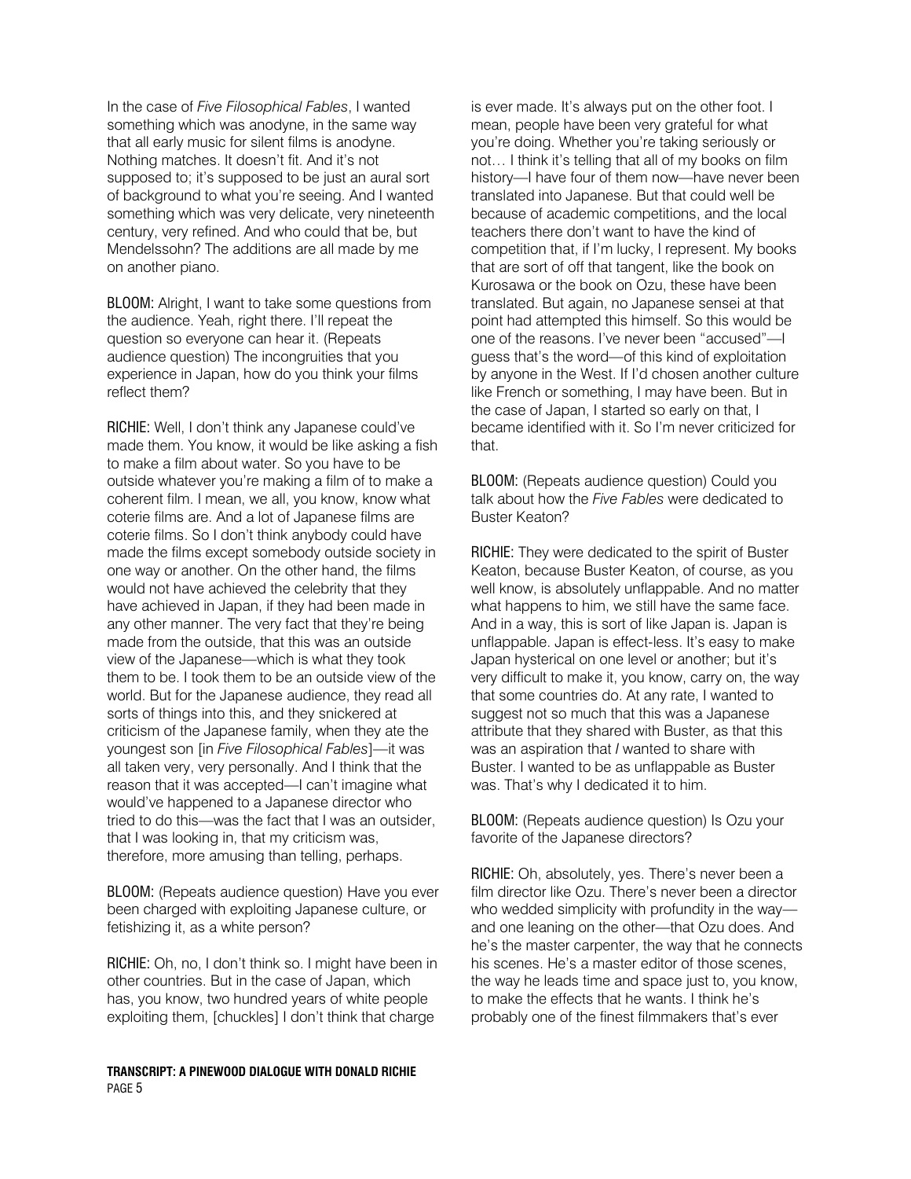In the case of *Five Filosophical Fables*, I wanted something which was anodyne, in the same way that all early music for silent films is anodyne. Nothing matches. It doesn't fit. And it's not supposed to; it's supposed to be just an aural sort of background to what you're seeing. And I wanted something which was very delicate, very nineteenth century, very refined. And who could that be, but Mendelssohn? The additions are all made by me on another piano.

BLOOM: Alright, I want to take some questions from the audience. Yeah, right there. I'll repeat the question so everyone can hear it. (Repeats audience question) The incongruities that you experience in Japan, how do you think your films reflect them?

RICHIE: Well, I don't think any Japanese could've made them. You know, it would be like asking a fish to make a film about water. So you have to be outside whatever you're making a film of to make a coherent film. I mean, we all, you know, know what coterie films are. And a lot of Japanese films are coterie films. So I don't think anybody could have made the films except somebody outside society in one way or another. On the other hand, the films would not have achieved the celebrity that they have achieved in Japan, if they had been made in any other manner. The very fact that they're being made from the outside, that this was an outside view of the Japanese—which is what they took them to be. I took them to be an outside view of the world. But for the Japanese audience, they read all sorts of things into this, and they snickered at criticism of the Japanese family, when they ate the youngest son [in *Five Filosophical Fables*]—it was all taken very, very personally. And I think that the reason that it was accepted—I can't imagine what would've happened to a Japanese director who tried to do this—was the fact that I was an outsider, that I was looking in, that my criticism was, therefore, more amusing than telling, perhaps.

BLOOM: (Repeats audience question) Have you ever been charged with exploiting Japanese culture, or fetishizing it, as a white person?

RICHIE: Oh, no, I don't think so. I might have been in other countries. But in the case of Japan, which has, you know, two hundred years of white people exploiting them, [chuckles] I don't think that charge is ever made. It's always put on the other foot. I mean, people have been very grateful for what you're doing. Whether you're taking seriously or not… I think it's telling that all of my books on film history—I have four of them now—have never been translated into Japanese. But that could well be because of academic competitions, and the local teachers there don't want to have the kind of competition that, if I'm lucky, I represent. My books that are sort of off that tangent, like the book on Kurosawa or the book on Ozu, these have been translated. But again, no Japanese sensei at that point had attempted this himself. So this would be one of the reasons. I've never been "accused"—I guess that's the word—of this kind of exploitation by anyone in the West. If I'd chosen another culture like French or something, I may have been. But in the case of Japan, I started so early on that, I became identified with it. So I'm never criticized for that.

BLOOM: (Repeats audience question) Could you talk about how the *Five Fables* were dedicated to Buster Keaton?

RICHIE: They were dedicated to the spirit of Buster Keaton, because Buster Keaton, of course, as you well know, is absolutely unflappable. And no matter what happens to him, we still have the same face. And in a way, this is sort of like Japan is. Japan is unflappable. Japan is effect-less. It's easy to make Japan hysterical on one level or another; but it's very difficult to make it, you know, carry on, the way that some countries do. At any rate, I wanted to suggest not so much that this was a Japanese attribute that they shared with Buster, as that this was an aspiration that *I* wanted to share with Buster. I wanted to be as unflappable as Buster was. That's why I dedicated it to him.

BLOOM: (Repeats audience question) Is Ozu your favorite of the Japanese directors?

RICHIE: Oh, absolutely, yes. There's never been a film director like Ozu. There's never been a director who wedded simplicity with profundity in the way—and one leaning on the other—that Ozu does. And he's the master carpenter, the way that he connects his scenes. He's a master editor of those scenes, the way he leads time and space just to, you know, to make the effects that he wants. I think he's probably one of the finest filmmakers that's ever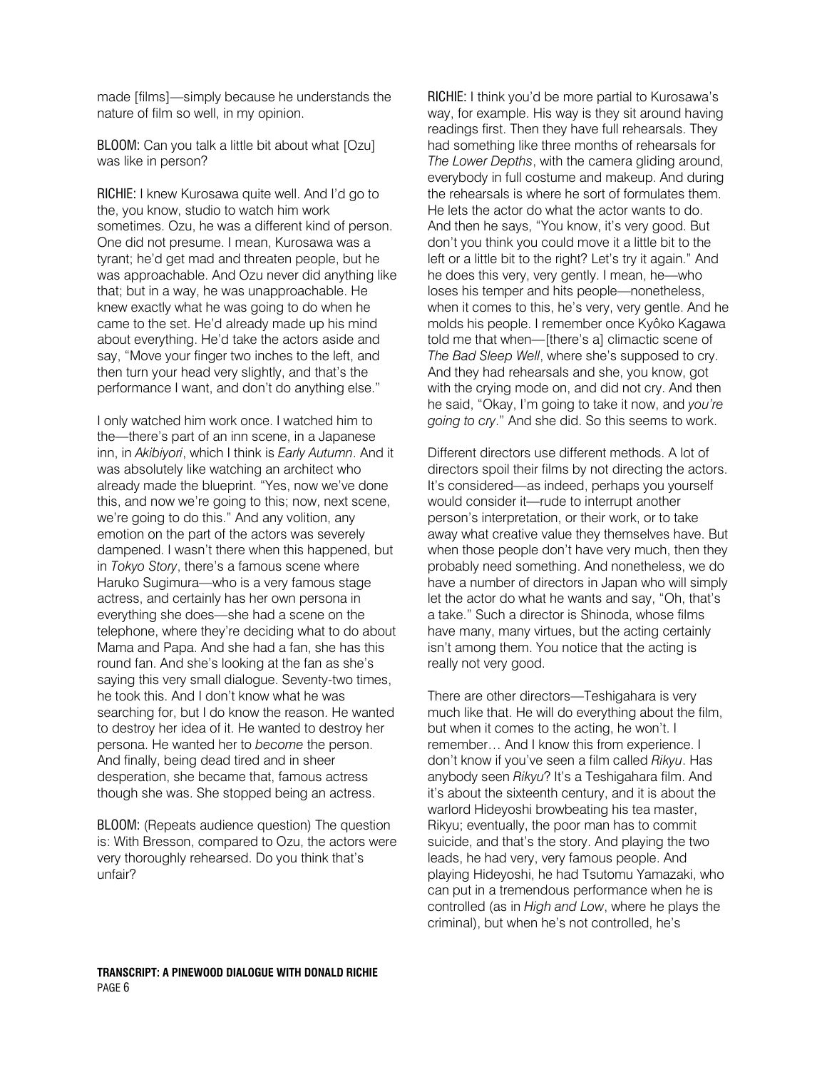made [films]—simply because he understands the nature of film so well, in my opinion.

BLOOM: Can you talk a little bit about what [Ozu] was like in person?

RICHIE: I knew Kurosawa quite well. And I'd go to the, you know, studio to watch him work sometimes. Ozu, he was a different kind of person. One did not presume. I mean, Kurosawa was a tyrant; he'd get mad and threaten people, but he was approachable. And Ozu never did anything like that; but in a way, he was unapproachable. He knew exactly what he was going to do when he came to the set. He'd already made up his mind about everything. He'd take the actors aside and say, "Move your finger two inches to the left, and then turn your head very slightly, and that's the performance I want, and don't do anything else."

I only watched him work once. I watched him to the—there's part of an inn scene, in a Japanese inn, in *Akibiyori*, which I think is *Early Autumn*. And it was absolutely like watching an architect who already made the blueprint. "Yes, now we've done this, and now we're going to this; now, next scene, we're going to do this." And any volition, any emotion on the part of the actors was severely dampened. I wasn't there when this happened, but in *Tokyo Story*, there's a famous scene where Haruko Sugimura—who is a very famous stage actress, and certainly has her own persona in everything she does—she had a scene on the telephone, where they're deciding what to do about Mama and Papa. And she had a fan, she has this round fan. And she's looking at the fan as she's saying this very small dialogue. Seventy-two times, he took this. And I don't know what he was searching for, but I do know the reason. He wanted to destroy her idea of it. He wanted to destroy her persona. He wanted her to *become* the person. And finally, being dead tired and in sheer desperation, she became that, famous actress though she was. She stopped being an actress.

BLOOM: (Repeats audience question) The question is: With Bresson, compared to Ozu, the actors were very thoroughly rehearsed. Do you think that's unfair?

RICHIE: I think you'd be more partial to Kurosawa's way, for example. His way is they sit around having readings first. Then they have full rehearsals. They had something like three months of rehearsals for *The Lower Depths*, with the camera gliding around, everybody in full costume and makeup. And during the rehearsals is where he sort of formulates them. He lets the actor do what the actor wants to do. And then he says, "You know, it's very good. But don't you think you could move it a little bit to the left or a little bit to the right? Let's try it again." And he does this very, very gently. I mean, he—who loses his temper and hits people—nonetheless, when it comes to this, he's very, very gentle. And he molds his people. I remember once Kyôko Kagawa told me that when—[there's a] climactic scene of *The Bad Sleep Well*, where she's supposed to cry. And they had rehearsals and she, you know, got with the crying mode on, and did not cry. And then he said, "Okay, I'm going to take it now, and *you're going to cry*." And she did. So this seems to work.

Different directors use different methods. A lot of directors spoil their films by not directing the actors. It's considered—as indeed, perhaps you yourself would consider it—rude to interrupt another person's interpretation, or their work, or to take away what creative value they themselves have. But when those people don't have very much, then they probably need something. And nonetheless, we do have a number of directors in Japan who will simply let the actor do what he wants and say, "Oh, that's a take." Such a director is Shinoda, whose films have many, many virtues, but the acting certainly isn't among them. You notice that the acting is really not very good.

There are other directors—Teshigahara is very much like that. He will do everything about the film, but when it comes to the acting, he won't. I remember… And I know this from experience. I don't know if you've seen a film called *Rikyu*. Has anybody seen *Rikyu*? It's a Teshigahara film. And it's about the sixteenth century, and it is about the warlord Hideyoshi browbeating his tea master, Rikyu; eventually, the poor man has to commit suicide, and that's the story. And playing the two leads, he had very, very famous people. And playing Hideyoshi, he had Tsutomu Yamazaki, who can put in a tremendous performance when he is controlled (as in *High and Low*, where he plays the criminal), but when he's not controlled, he's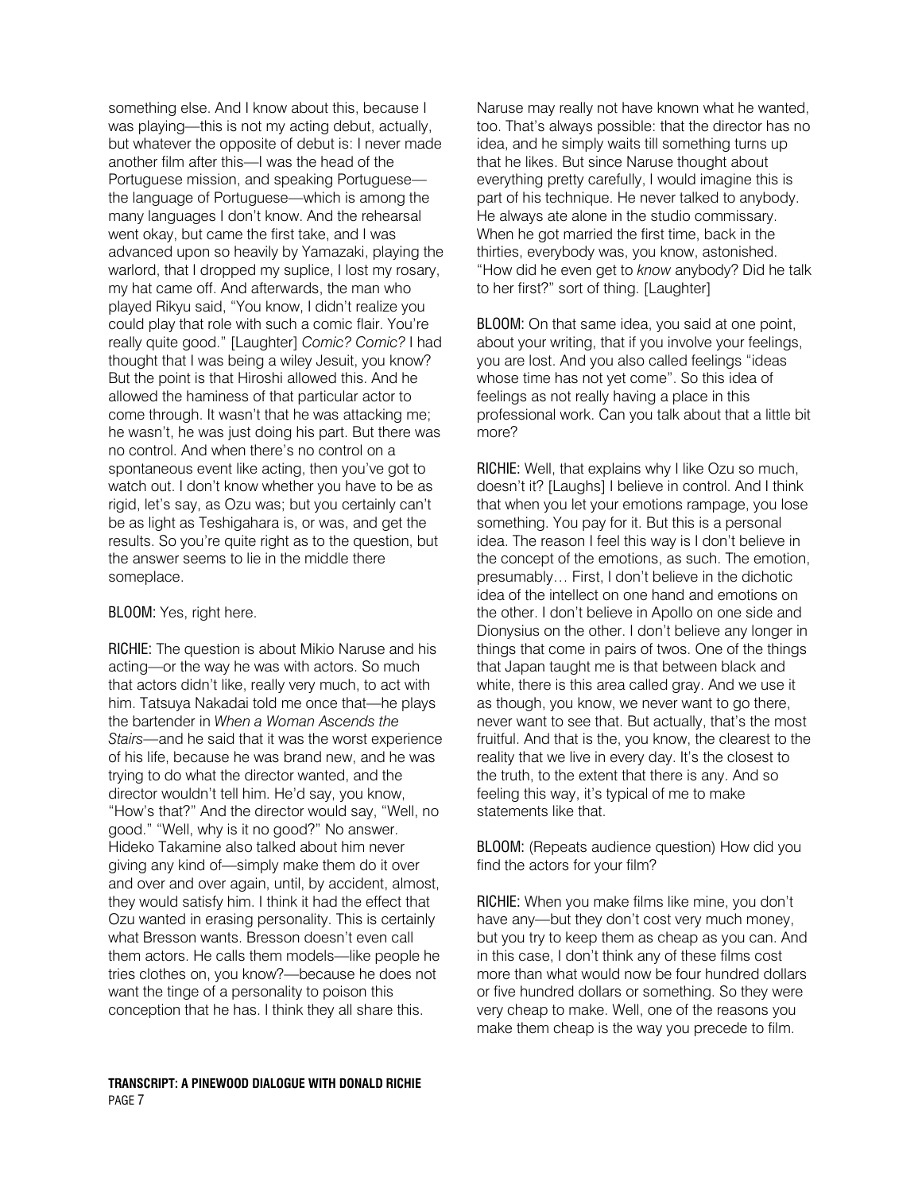something else. And I know about this, because I was playing—this is not my acting debut, actually, but whatever the opposite of debut is: I never made another film after this—I was the head of the Portuguese mission, and speaking Portuguese—the language of Portuguese—which is among the many languages I don't know. And the rehearsal went okay, but came the first take, and I was advanced upon so heavily by Yamazaki, playing the warlord, that I dropped my suplice, I lost my rosary, my hat came off. And afterwards, the man who played Rikyu said, "You know, I didn't realize you could play that role with such a comic flair. You're really quite good." [Laughter] *Comic? Comic?* I had thought that I was being a wiley Jesuit, you know? But the point is that Hiroshi allowed this. And he allowed the haminess of that particular actor to come through. It wasn't that he was attacking me; he wasn't, he was just doing his part. But there was no control. And when there's no control on a spontaneous event like acting, then you've got to watch out. I don't know whether you have to be as rigid, let's say, as Ozu was; but you certainly can't be as light as Teshigahara is, or was, and get the results. So you're quite right as to the question, but the answer seems to lie in the middle there someplace.

**BLOOM:** Yes, right here.

**RICHIE:** The question is about Mikio Naruse and his acting—or the way he was with actors. So much that actors didn't like, really very much, to act with him. Tatsuya Nakadai told me once that—he plays the bartender in *When a Woman Ascends the Stairs*—and he said that it was the worst experience of his life, because he was brand new, and he was trying to do what the director wanted, and the director wouldn't tell him. He'd say, you know, "How's that?" And the director would say, "Well, no good." "Well, why is it no good?" No answer. Hideko Takamine also talked about him never giving any kind of—simply make them do it over and over and over again, until, by accident, almost, they would satisfy him. I think it had the effect that Ozu wanted in erasing personality. This is certainly what Bresson wants. Bresson doesn't even call them actors. He calls them models—like people he tries clothes on, you know?—because he does not want the tinge of a personality to poison this conception that he has. I think they all share this. Naruse may really not have known what he wanted, too. That's always possible: that the director has no idea, and he simply waits till something turns up that he likes. But since Naruse thought about everything pretty carefully, I would imagine this is part of his technique. He never talked to anybody. He always ate alone in the studio commissary. When he got married the first time, back in the thirties, everybody was, you know, astonished. "How did he even get to *know* anybody? Did he talk to her first?" sort of thing. [Laughter]

**BLOOM:** On that same idea, you said at one point, about your writing, that if you involve your feelings, you are lost. And you also called feelings "ideas whose time has not yet come". So this idea of feelings as not really having a place in this professional work. Can you talk about that a little bit more?

**RICHIE:** Well, that explains why I like Ozu so much, doesn't it? [Laughs] I believe in control. And I think that when you let your emotions rampage, you lose something. You pay for it. But this is a personal idea. The reason I feel this way is I don't believe in the concept of the emotions, as such. The emotion, presumably… First, I don't believe in the dichotic idea of the intellect on one hand and emotions on the other. I don't believe in Apollo on one side and Dionysius on the other. I don't believe any longer in things that come in pairs of twos. One of the things that Japan taught me is that between black and white, there is this area called gray. And we use it as though, you know, we never want to go there, never want to see that. But actually, that's the most fruitful. And that is the, you know, the clearest to the reality that we live in every day. It's the closest to the truth, to the extent that there is any. And so feeling this way, it's typical of me to make statements like that.

**BLOOM:** (Repeats audience question) How did you find the actors for your film?

**RICHIE:** When you make films like mine, you don't have any—but they don't cost very much money, but you try to keep them as cheap as you can. And in this case, I don't think any of these films cost more than what would now be four hundred dollars or five hundred dollars or something. So they were very cheap to make. Well, one of the reasons you make them cheap is the way you precede to film.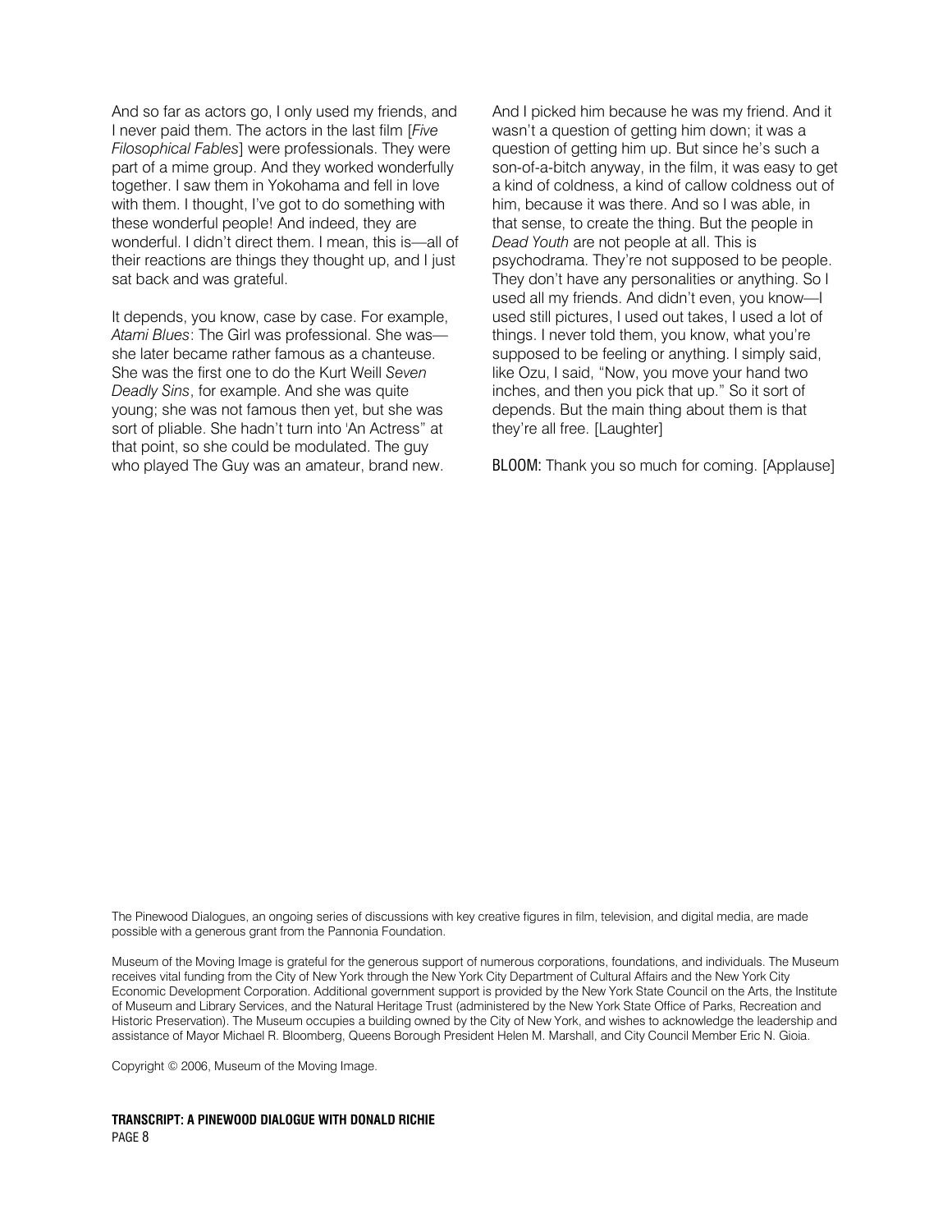And so far as actors go, I only used my friends, and I never paid them. The actors in the last film [*Five Filosophical Fables*] were professionals. They were part of a mime group. And they worked wonderfully together. I saw them in Yokohama and fell in love with them. I thought, I've got to do something with these wonderful people! And indeed, they are wonderful. I didn't direct them. I mean, this is—all of their reactions are things they thought up, and I just sat back and was grateful.

It depends, you know, case by case. For example, *Atami Blues*: The Girl was professional. She was—she later became rather famous as a chanteuse. She was the first one to do the Kurt Weill *Seven Deadly Sins*, for example. And she was quite young; she was not famous then yet, but she was sort of pliable. She hadn't turn into 'An Actress" at that point, so she could be modulated. The guy who played The Guy was an amateur, brand new. And I picked him because he was my friend. And it wasn't a question of getting him down; it was a question of getting him up. But since he's such a son-of-a-bitch anyway, in the film, it was easy to get a kind of coldness, a kind of callow coldness out of him, because it was there. And so I was able, in that sense, to create the thing. But the people in *Dead Youth* are not people at all. This is psychodrama. They're not supposed to be people. They don't have any personalities or anything. So I used all my friends. And didn't even, you know—I used still pictures, I used out takes, I used a lot of things. I never told them, you know, what you're supposed to be feeling or anything. I simply said, like Ozu, I said, "Now, you move your hand two inches, and then you pick that up." So it sort of depends. But the main thing about them is that they're all free. [Laughter]

**BLOOM:** Thank you so much for coming. [Applause]

The Pinewood Dialogues, an ongoing series of discussions with key creative figures in film, television, and digital media, are made possible with a generous grant from the Pannonia Foundation.

Museum of the Moving Image is grateful for the generous support of numerous corporations, foundations, and individuals. The Museum receives vital funding from the City of New York through the New York City Department of Cultural Affairs and the New York City Economic Development Corporation. Additional government support is provided by the New York State Council on the Arts, the Institute of Museum and Library Services, and the Natural Heritage Trust (administered by the New York State Office of Parks, Recreation and Historic Preservation). The Museum occupies a building owned by the City of New York, and wishes to acknowledge the leadership and assistance of Mayor Michael R. Bloomberg, Queens Borough President Helen M. Marshall, and City Council Member Eric N. Gioia.

Copyright © 2006, Museum of the Moving Image.